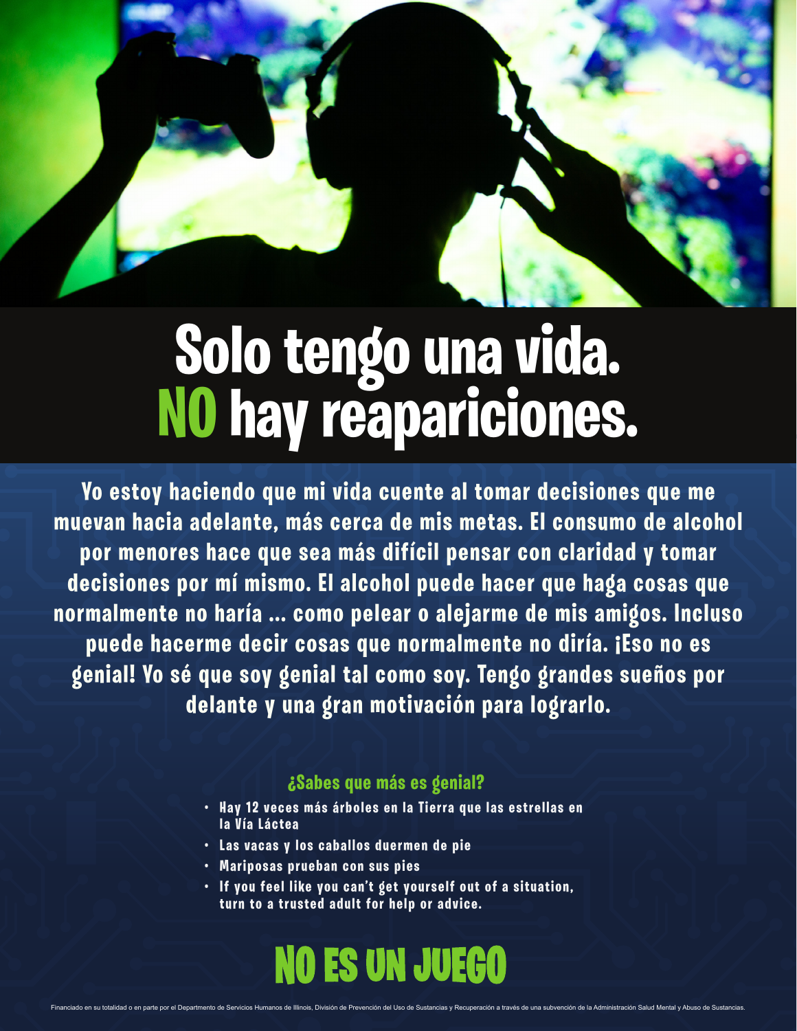# Solo tengo una vida. NO hay reapariciones.

Yo estoy haciendo que mi vida cuente al tomar decisiones que me muevan hacia adelante, más cerca de mis metas. El consumo de alcohol por menores hace que sea más difícil pensar con claridad y tomar decisiones por mí mismo. El alcohol puede hacer que haga cosas que normalmente no haría ... como pelear o alejarme de mis amigos. Incluso puede hacerme decir cosas que normalmente no diría. ¡Eso no es genial! Yo sé que soy genial tal como soy. Tengo grandes sueños por delante y una gran motivación para lograrlo.

### ¿Sabes que más es genial?

- Hay 12 veces más árboles en la Tierra que las estrellas en la Vía Láctea
- Las vacas y los caballos duermen de pie
- Mariposas prueban con sus pies
- If you feel like you can't get yourself out of a situation, turn to a trusted adult for help or advice.

## NO ES UN JUEGO

Financiado en su totalidad o en parte por el Departamento de Servicios Humanos de Illinois, División de Prevención del Uso de Sustancias y Recuperación a través de una subvención de la Administración Salud Mental y Abuso de Sustancias.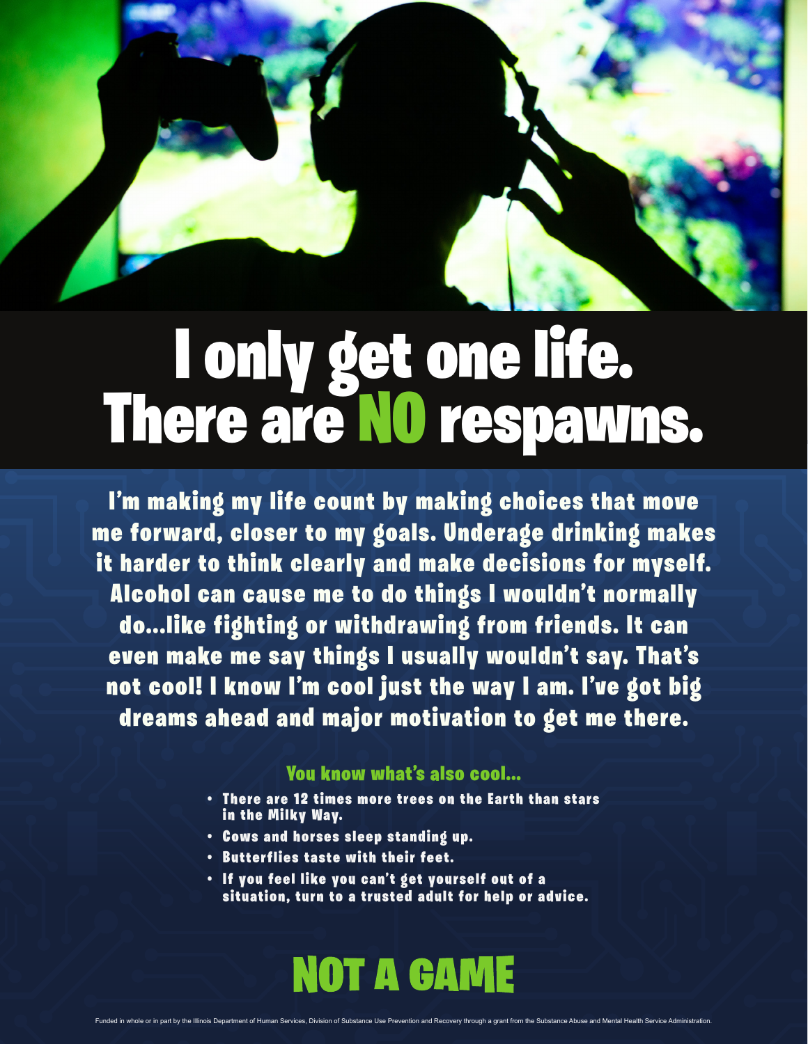# I only get one life. There are NO respawns.

**I'm making my life count by making choices that move me forward, closer to my goals. Underage drinking makes it harder to think clearly and make decisions for myself. Alcohol can cause me to do things I wouldn't normally do...like fighting or withdrawing from friends. It can even make me say things I usually wouldn't say. That's not cool! I know I'm cool just the way I am. I've got big dreams ahead and major motivation to get me there.**

### You know what's also cool...

- There are 12 times more trees on the Earth than stars in the Milky Way.
- Cows and horses sleep standing up.
- Butterflies taste with their feet.
- If you feel like you can't get yourself out of a situation, turn to a trusted adult for help or advice.

## NOT A GAME

Funded in whole or in part by the Illinois Department of Human Services, Division of Substance Use Prevention and Recovery through a grant from the Substance Abuse and Mental Health Service Administration.